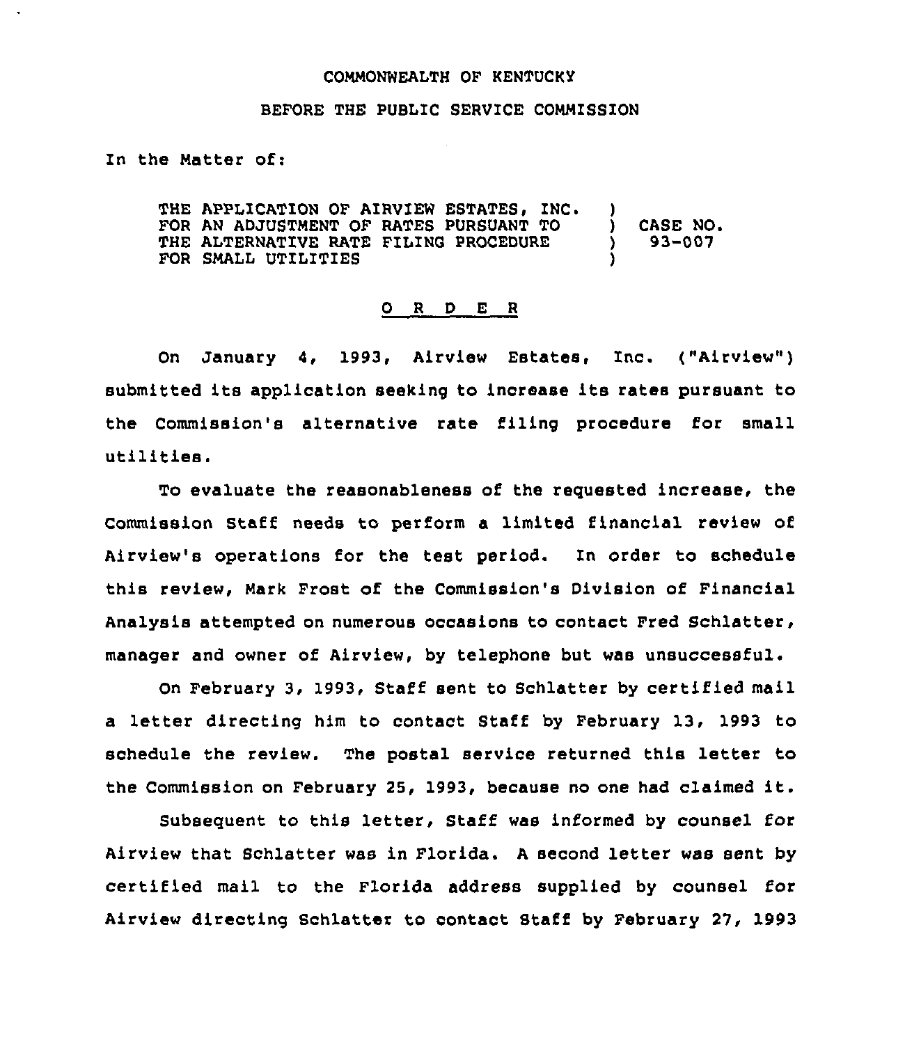COMMONWEALTH OF KENTUCKY

BEFORE THE PUBLIC SERVICE COMMISSION

In the Matter of:

| | | |
|---|---|---|
| THE APPLICATION OF AIRVIEW ESTATES, INC. FOR AN ADJUSTMENT OF RATES PURSUANT TO THE ALTERNATIVE RATE FILING PROCEDURE FOR SMALL UTILITIES | ) ) ) ) | CASE NO. 93-007 |

## O R D E R

On January 4, 1993, Airview Estates, Inc. ("Airview") submitted its application seeking to increase its rates pursuant to the Commission's alternative rate filing procedure for small utilities.

To evaluate the reasonableness of the requested increase, the Commission Staff needs to perform a limited financial review of Airview's operations for the test period. In order to schedule this review, Mark Frost of the Commission's Division of Financial Analysis attempted on numerous occasions to contact Fred Schlatter, manager and owner of Airview, by telephone but was unsuccessful.

On February 3, 1993, Staff sent to Schlatter by certified mail a letter directing him to contact Staff by February 13, 1993 to schedule the review. The postal service returned this letter to the Commission on February 25, 1993, because no one had claimed it.

Subsequent to this letter, Staff was informed by counsel for Airview that Schlatter was in Florida. A second letter was sent by certified mail to the Florida address supplied by counsel for Airview directing Schlatter to contact Staff by February 27, 1993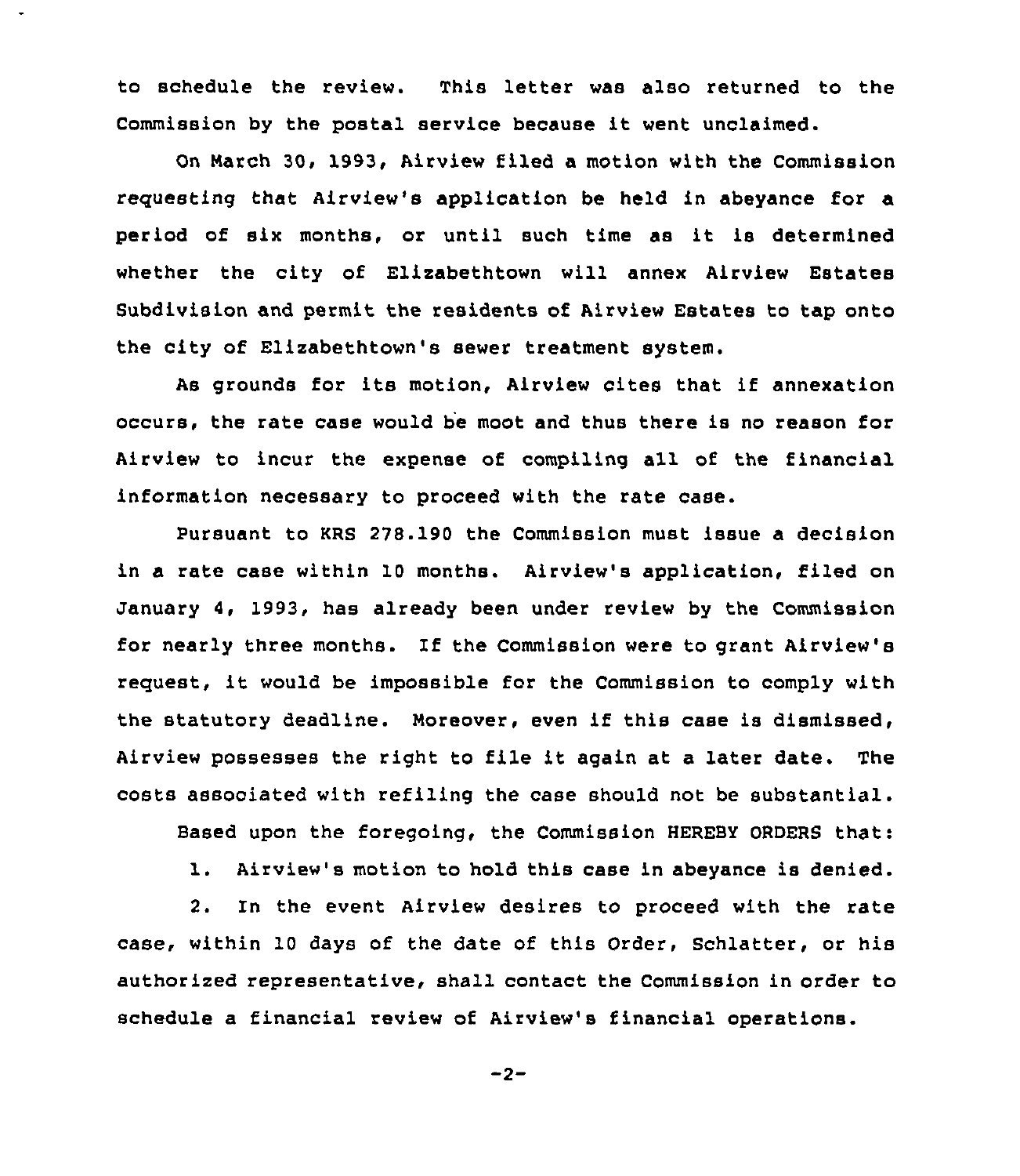to schedule the review. This letter was also returned to the Commission by the postal service because it went unclaimed.

On March 30, 1993, Airview filed a motion with the Commission requesting that Airview's application be held in abeyance for a period of six months, or until such time as it is determined whether the city of Elizabethtown will annex Airview Estates Subdivision and permit the residents of Airview Estates to tap onto the city of Elizabethtown's sewer treatment system.

As grounds for its motion, Airview cites that if annexation occurs, the rate case would be moot and thus there is no reason for Airview to incur the expense of compiling all of the financial information necessary to proceed with the rate case.

Pursuant to KRS 278.190 the Commission must issue a decision in a rate case within 10 months. Airview's application, filed on January 4, 1993, has already been under review by the Commission for nearly three months. If the Commission were to grant Airview's request, it would be impossible for the Commission to comply with the statutory deadline. Moreover, even if this case is dismissed, Airview possesses the right to file it again at a later date. The costs associated with refiling the case should not be substantial.

Based upon the foregoing, the Commission HEREBY ORDERS that:

1. Airview's motion to hold this case in abeyance is denied.

2. In the event Airview desires to proceed with the rate case, within 10 days of the date of this Order, Schlatter, or his authorized representative, shall contact the Commission in order to schedule a financial review of Airview's financial operations.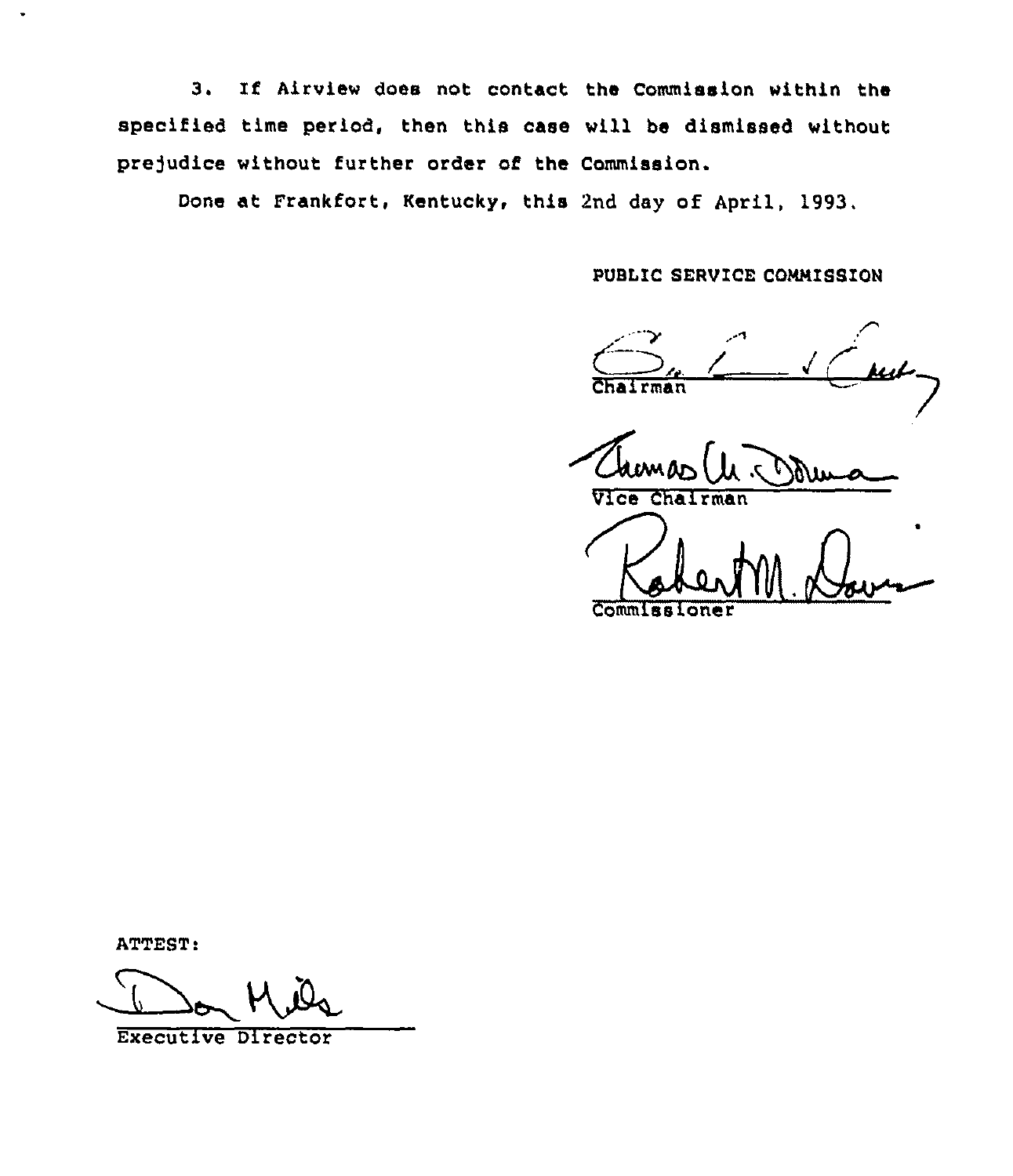3. If Airview does not contact the Commission within the specified time period, then this case will be dismissed without prejudice without further order of the Commission.

Done at Frankfort, Kentucky, this 2nd day of April, 1993.

PUBLIC SERVICE COMMISSION

Chairman

Vice Chairman

Commissioner

ATTEST:

Executive Director